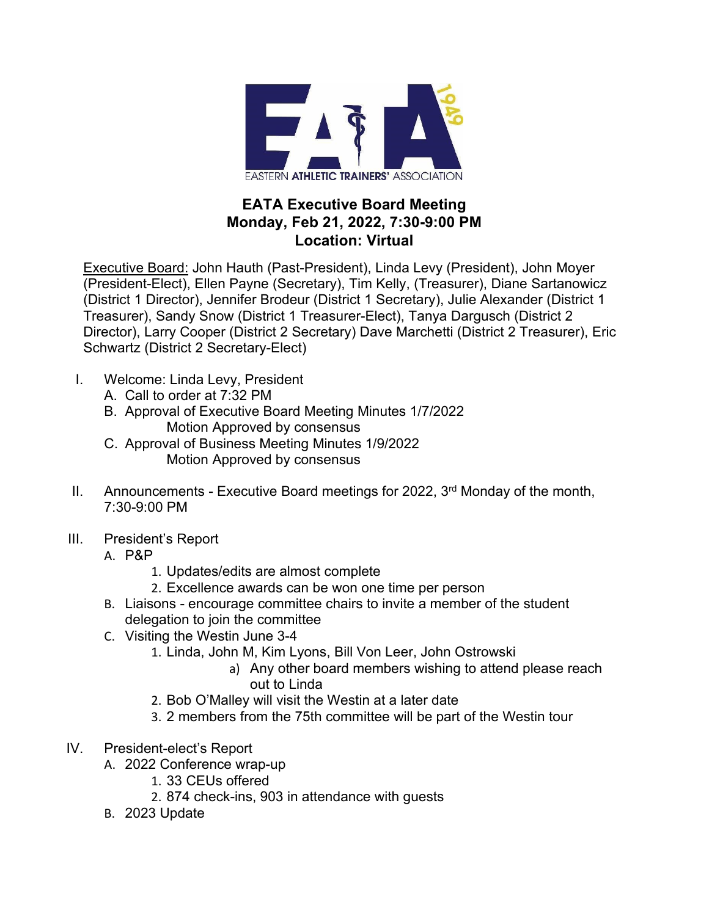EASTERN ATHLETIC TRAINERS' ASSOCIATION

# EATA Executive Board Meeting
## Monday, Feb 21, 2022, 7:30-9:00 PM
## Location: Virtual

Executive Board: John Hauth (Past-President), Linda Levy (President), John Moyer (President-Elect), Ellen Payne (Secretary), Tim Kelly, (Treasurer), Diane Sartanowicz (District 1 Director), Jennifer Brodeur (District 1 Secretary), Julie Alexander (District 1 Treasurer), Sandy Snow (District 1 Treasurer-Elect), Tanya Dargusch (District 2 Director), Larry Cooper (District 2 Secretary) Dave Marchetti (District 2 Treasurer), Eric Schwartz (District 2 Secretary-Elect)

I. Welcome: Linda Levy, President
   - A. Call to order at 7:32 PM
   - B. Approval of Executive Board Meeting Minutes 1/7/2022
     - Motion Approved by consensus
   - C. Approval of Business Meeting Minutes 1/9/2022
     - Motion Approved by consensus

II. Announcements - Executive Board meetings for 2022, 3rd Monday of the month, 7:30-9:00 PM

III. President's Report
   - A. P&P
     1. Updates/edits are almost complete
     2. Excellence awards can be won one time per person
   - B. Liaisons - encourage committee chairs to invite a member of the student delegation to join the committee
   - C. Visiting the Westin June 3-4
     1. Linda, John M, Kim Lyons, Bill Von Leer, John Ostrowski
        - a) Any other board members wishing to attend please reach out to Linda
     2. Bob O'Malley will visit the Westin at a later date
     3. 2 members from the 75th committee will be part of the Westin tour

IV. President-elect's Report
   - A. 2022 Conference wrap-up
     1. 33 CEUs offered
     2. 874 check-ins, 903 in attendance with guests
   - B. 2023 Update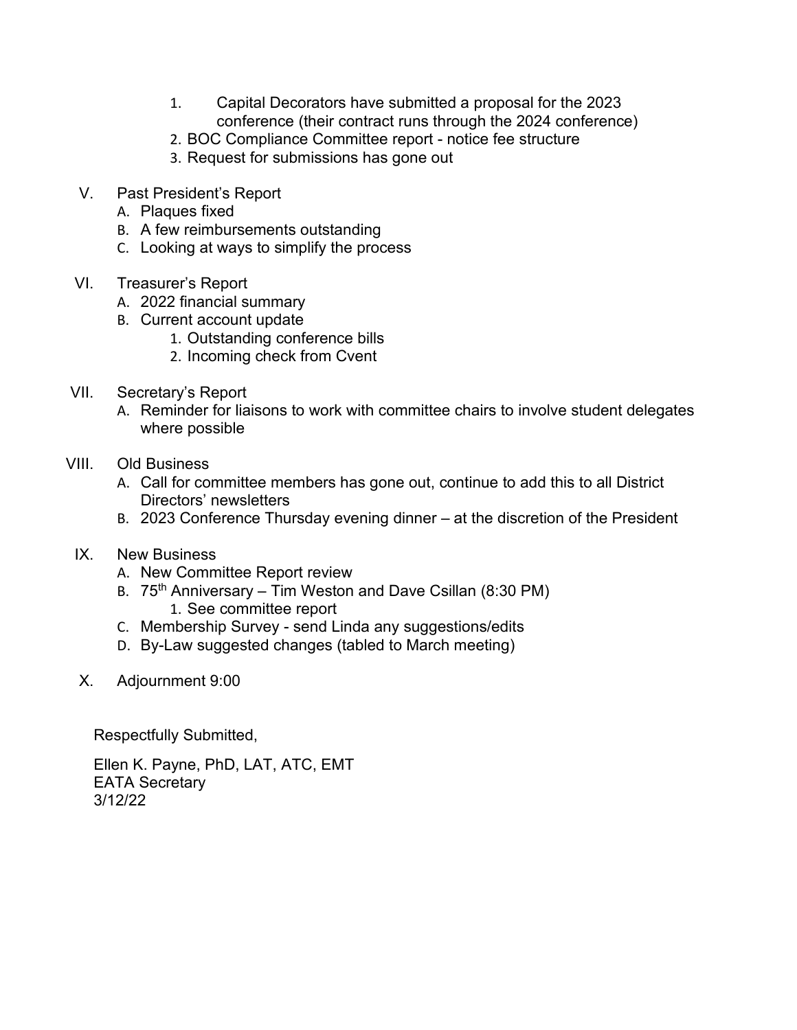1. Capital Decorators have submitted a proposal for the 2023 conference (their contract runs through the 2024 conference)
2. BOC Compliance Committee report - notice fee structure
3. Request for submissions has gone out

V. Past President's Report
   A. Plaques fixed
   B. A few reimbursements outstanding
   C. Looking at ways to simplify the process

VI. Treasurer's Report
   A. 2022 financial summary
   B. Current account update
      1. Outstanding conference bills
      2. Incoming check from Cvent

VII. Secretary's Report
   A. Reminder for liaisons to work with committee chairs to involve student delegates where possible

VIII. Old Business
   A. Call for committee members has gone out, continue to add this to all District Directors' newsletters
   B. 2023 Conference Thursday evening dinner – at the discretion of the President

IX. New Business
   A. New Committee Report review
   B. 75th Anniversary – Tim Weston and Dave Csillan (8:30 PM)
      1. See committee report
   C. Membership Survey - send Linda any suggestions/edits
   D. By-Law suggested changes (tabled to March meeting)

X. Adjournment 9:00

Respectfully Submitted,

Ellen K. Payne, PhD, LAT, ATC, EMT
EATA Secretary
3/12/22